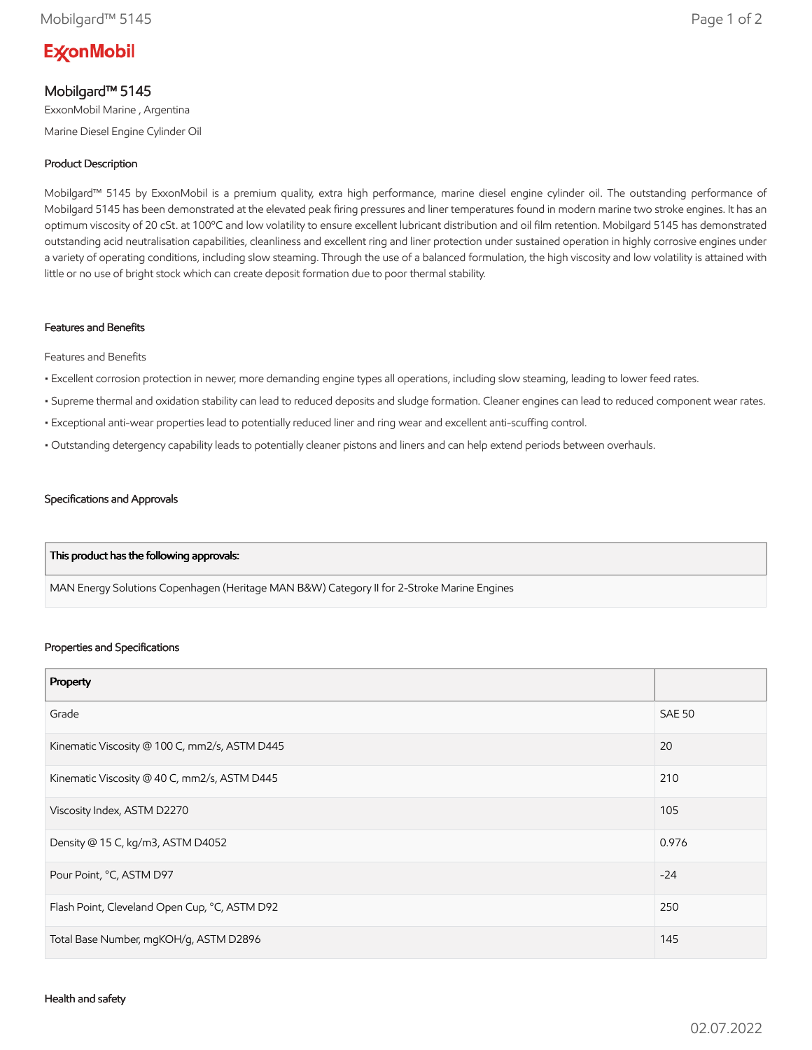ExxonMobil

# Mobilgard™ 5145

ExxonMobil Marine , Argentina

Marine Diesel Engine Cylinder Oil

## Product Description

Mobilgard™ 5145 by ExxonMobil is a premium quality, extra high performance, marine diesel engine cylinder oil. The outstanding performance of Mobilgard 5145 has been demonstrated at the elevated peak firing pressures and liner temperatures found in modern marine two stroke engines. It has an optimum viscosity of 20 cSt. at 100°C and low volatility to ensure excellent lubricant distribution and oil film retention. Mobilgard 5145 has demonstrated outstanding acid neutralisation capabilities, cleanliness and excellent ring and liner protection under sustained operation in highly corrosive engines under a variety of operating conditions, including slow steaming. Through the use of a balanced formulation, the high viscosity and low volatility is attained with little or no use of bright stock which can create deposit formation due to poor thermal stability.

## Features and Benefits

Features and Benefits

- Excellent corrosion protection in newer, more demanding engine types all operations, including slow steaming, leading to lower feed rates.
- Supreme thermal and oxidation stability can lead to reduced deposits and sludge formation. Cleaner engines can lead to reduced component wear rates.
- Exceptional anti-wear properties lead to potentially reduced liner and ring wear and excellent anti-scuffing control.
- Outstanding detergency capability leads to potentially cleaner pistons and liners and can help extend periods between overhauls.

## Specifications and Approvals

| This product has the following approvals: |
| --- |
| MAN Energy Solutions Copenhagen (Heritage MAN B&W) Category II for 2-Stroke Marine Engines |

## Properties and Specifications

| Property | |
| --- | --- |
| Grade | SAE 50 |
| Kinematic Viscosity @ 100 C, mm2/s, ASTM D445 | 20 |
| Kinematic Viscosity @ 40 C, mm2/s, ASTM D445 | 210 |
| Viscosity Index, ASTM D2270 | 105 |
| Density @ 15 C, kg/m3, ASTM D4052 | 0.976 |
| Pour Point, °C, ASTM D97 | -24 |
| Flash Point, Cleveland Open Cup, °C, ASTM D92 | 250 |
| Total Base Number, mgKOH/g, ASTM D2896 | 145 |

## Health and safety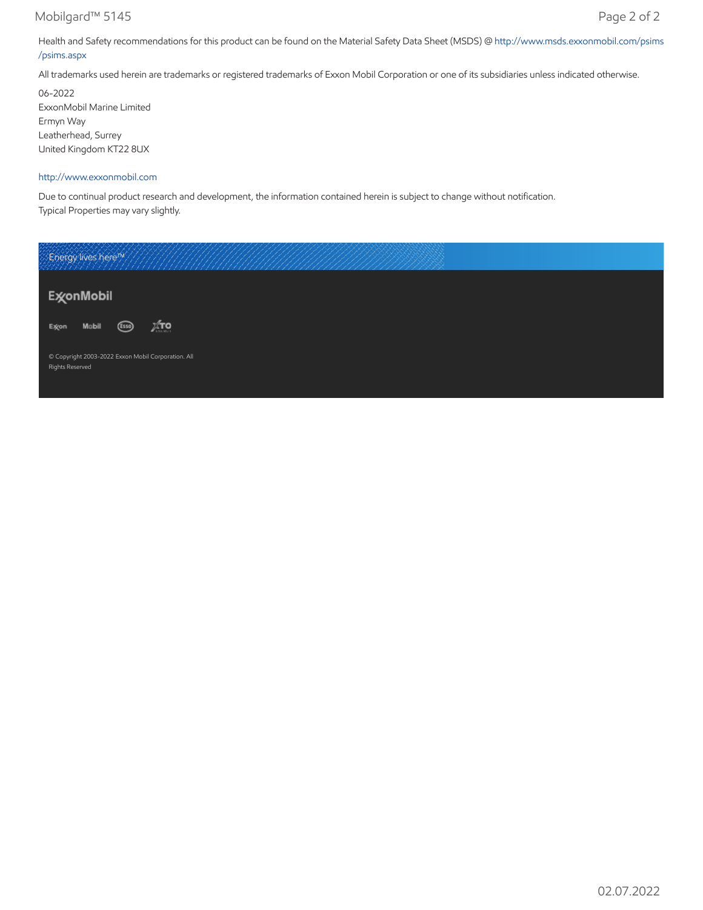Health and Safety recommendations for this product can be found on the Material Safety Data Sheet (MSDS) @ http://www.msds.exxonmobil.com/psims/psims.aspx

All trademarks used herein are trademarks or registered trademarks of Exxon Mobil Corporation or one of its subsidiaries unless indicated otherwise.

06-2022
ExxonMobil Marine Limited
Ermyn Way
Leatherhead, Surrey
United Kingdom KT22 8UX

http://www.exxonmobil.com

Due to continual product research and development, the information contained herein is subject to change without notification.
Typical Properties may vary slightly.

Energy lives here™

ExxonMobil

Exxon Mobil Esso XTO

© Copyright 2003-2022 Exxon Mobil Corporation. All Rights Reserved